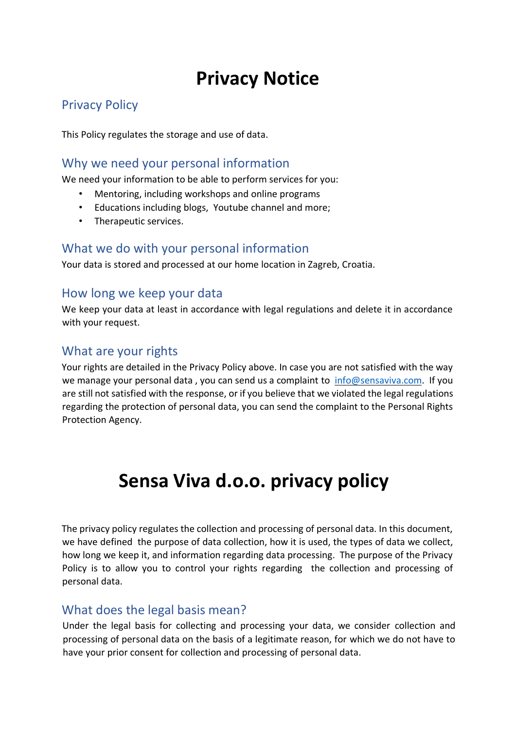# Privacy Notice

## Privacy Policy

This Policy regulates the storage and use of data.

### Why we need your personal information

We need your information to be able to perform services for you:

- Mentoring, including workshops and online programs
- Educations including blogs, Youtube channel and more;
- Therapeutic services.

### What we do with your personal information

Your data is stored and processed at our home location in Zagreb, Croatia.

### How long we keep your data

We keep your data at least in accordance with legal regulations and delete it in accordance with your request.

### What are your rights

Your rights are detailed in the Privacy Policy above. In case you are not satisfied with the way we manage your personal data , you can send us a complaint to info@sensaviva.com. If you are still not satisfied with the response, or if you believe that we violated the legal regulations regarding the protection of personal data, you can send the complaint to the Personal Rights Protection Agency.

# Sensa Viva d.o.o. privacy policy

The privacy policy regulates the collection and processing of personal data. In this document, we have defined the purpose of data collection, how it is used, the types of data we collect, how long we keep it, and information regarding data processing. The purpose of the Privacy Policy is to allow you to control your rights regarding the collection and processing of personal data.

### What does the legal basis mean?

Under the legal basis for collecting and processing your data, we consider collection and processing of personal data on the basis of a legitimate reason, for which we do not have to have your prior consent for collection and processing of personal data.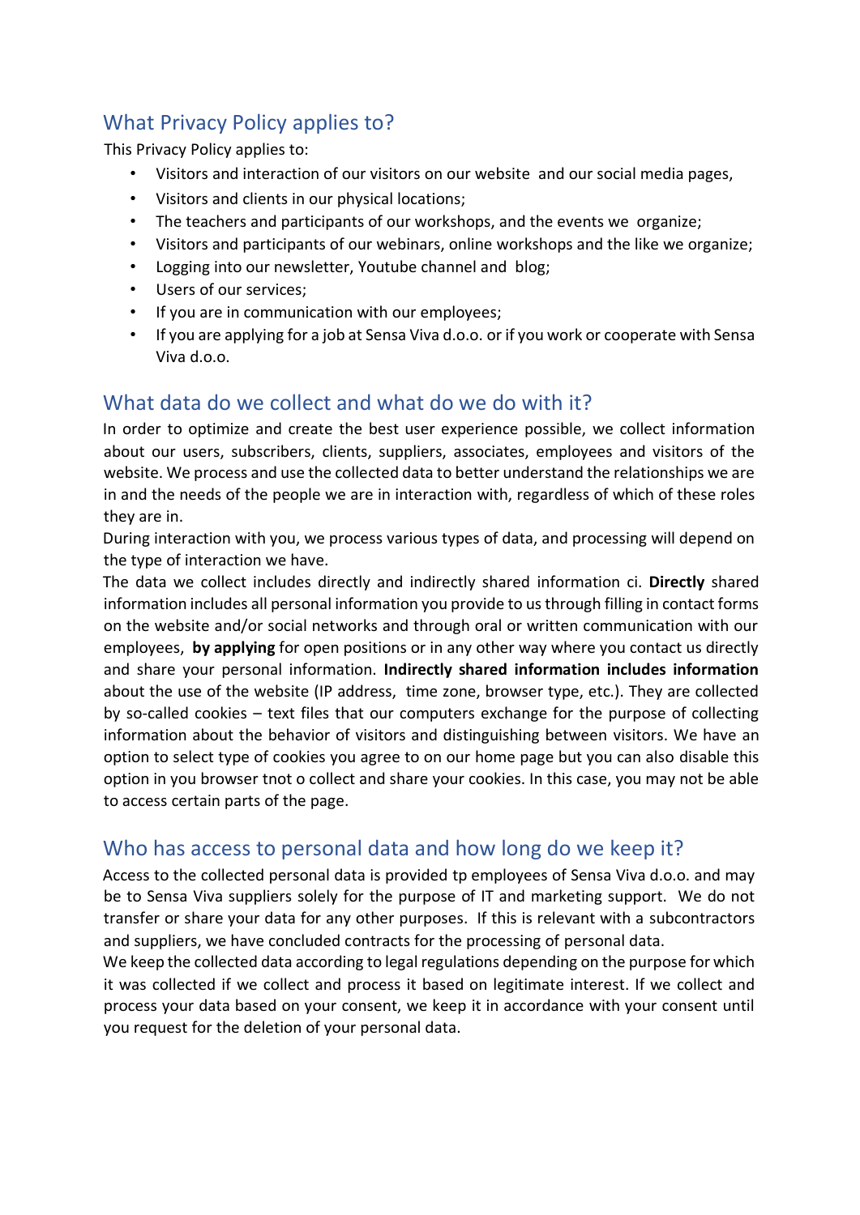## What Privacy Policy applies to?

This Privacy Policy applies to:

- Visitors and interaction of our visitors on our website and our social media pages,
- Visitors and clients in our physical locations;
- The teachers and participants of our workshops, and the events we organize;
- Visitors and participants of our webinars, online workshops and the like we organize;
- Logging into our newsletter, Youtube channel and blog;
- Users of our services;
- If you are in communication with our employees;
- If you are applying for a job at Sensa Viva d.o.o. or if you work or cooperate with Sensa Viva d.o.o.

## What data do we collect and what do we do with it?

In order to optimize and create the best user experience possible, we collect information about our users, subscribers, clients, suppliers, associates, employees and visitors of the website. We process and use the collected data to better understand the relationships we are in and the needs of the people we are in interaction with, regardless of which of these roles they are in.

During interaction with you, we process various types of data, and processing will depend on the type of interaction we have.

The data we collect includes directly and indirectly shared information ci. **Directly** shared information includes all personal information you provide to us through filling in contact forms on the website and/or social networks and through oral or written communication with our employees, **by applying** for open positions or in any other way where you contact us directly and share your personal information. **Indirectly shared information includes information** about the use of the website (IP address, time zone, browser type, etc.). They are collected by so-called cookies – text files that our computers exchange for the purpose of collecting information about the behavior of visitors and distinguishing between visitors. We have an option to select type of cookies you agree to on our home page but you can also disable this option in you browser tnot o collect and share your cookies. In this case, you may not be able to access certain parts of the page.

## Who has access to personal data and how long do we keep it?

Access to the collected personal data is provided tp employees of Sensa Viva d.o.o. and may be to Sensa Viva suppliers solely for the purpose of IT and marketing support. We do not transfer or share your data for any other purposes. If this is relevant with a subcontractors and suppliers, we have concluded contracts for the processing of personal data.

We keep the collected data according to legal regulations depending on the purpose for which it was collected if we collect and process it based on legitimate interest. If we collect and process your data based on your consent, we keep it in accordance with your consent until you request for the deletion of your personal data.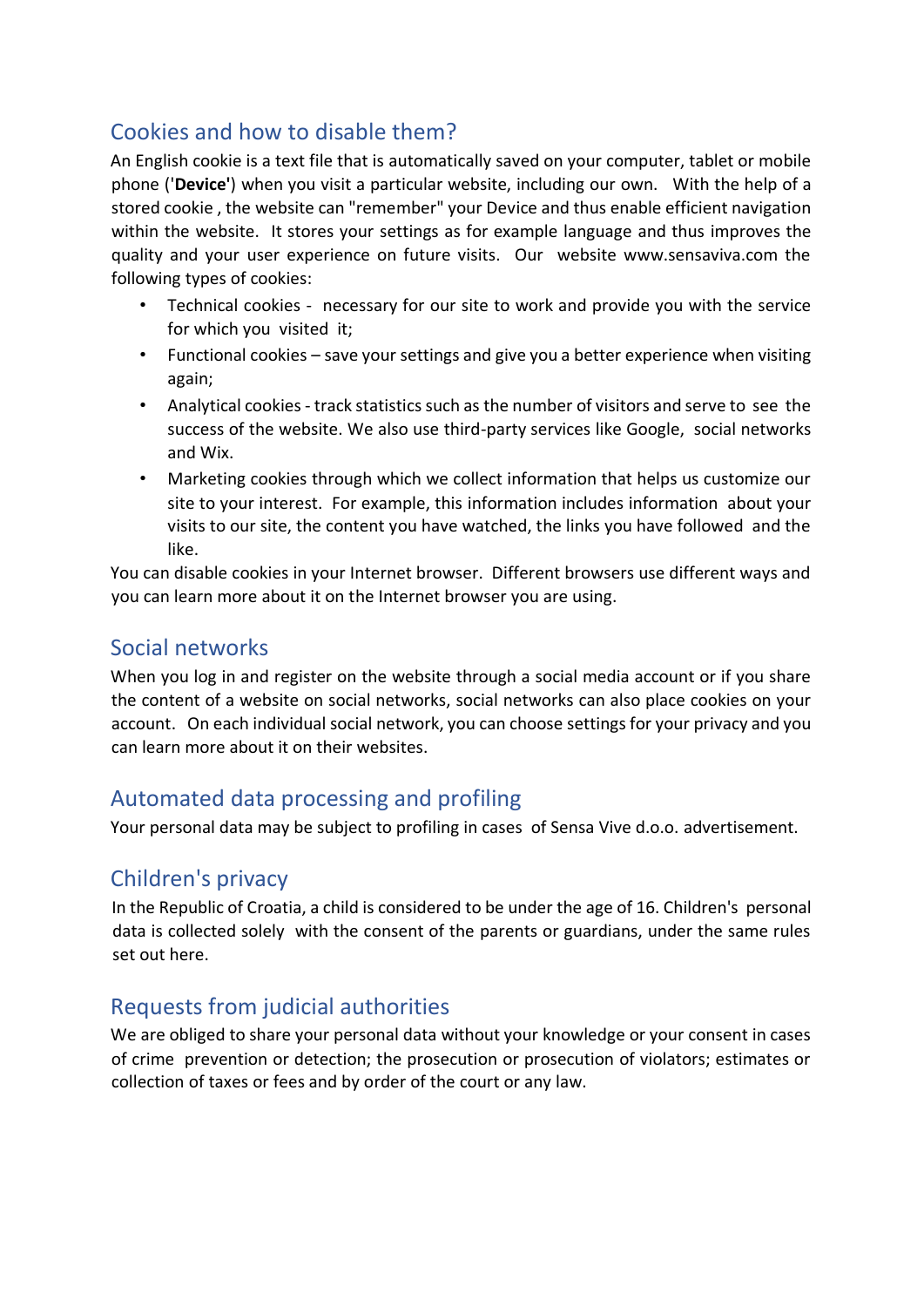## Cookies and how to disable them?

An English cookie is a text file that is automatically saved on your computer, tablet or mobile phone ('**Device**') when you visit a particular website, including our own. With the help of a stored cookie , the website can "remember" your Device and thus enable efficient navigation within the website. It stores your settings as for example language and thus improves the quality and your user experience on future visits. Our website www.sensaviva.com the following types of cookies:

- Technical cookies - necessary for our site to work and provide you with the service for which you visited it;
- Functional cookies – save your settings and give you a better experience when visiting again;
- Analytical cookies - track statistics such as the number of visitors and serve to see the success of the website. We also use third-party services like Google, social networks and Wix.
- Marketing cookies through which we collect information that helps us customize our site to your interest. For example, this information includes information about your visits to our site, the content you have watched, the links you have followed and the like.

You can disable cookies in your Internet browser. Different browsers use different ways and you can learn more about it on the Internet browser you are using.

## Social networks

When you log in and register on the website through a social media account or if you share the content of a website on social networks, social networks can also place cookies on your account. On each individual social network, you can choose settings for your privacy and you can learn more about it on their websites.

## Automated data processing and profiling

Your personal data may be subject to profiling in cases of Sensa Vive d.o.o. advertisement.

## Children's privacy

In the Republic of Croatia, a child is considered to be under the age of 16. Children's personal data is collected solely with the consent of the parents or guardians, under the same rules set out here.

## Requests from judicial authorities

We are obliged to share your personal data without your knowledge or your consent in cases of crime prevention or detection; the prosecution or prosecution of violators; estimates or collection of taxes or fees and by order of the court or any law.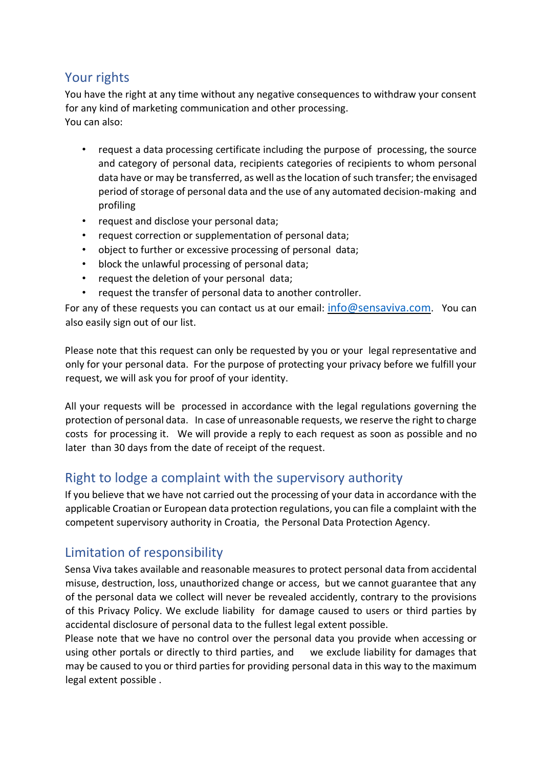## Your rights

You have the right at any time without any negative consequences to withdraw your consent for any kind of marketing communication and other processing.
You can also:

- request a data processing certificate including the purpose of processing, the source and category of personal data, recipients categories of recipients to whom personal data have or may be transferred, as well as the location of such transfer; the envisaged period of storage of personal data and the use of any automated decision-making and profiling
- request and disclose your personal data;
- request correction or supplementation of personal data;
- object to further or excessive processing of personal data;
- block the unlawful processing of personal data;
- request the deletion of your personal data;
- request the transfer of personal data to another controller.

For any of these requests you can contact us at our email: info@sensaviva.com. You can also easily sign out of our list.

Please note that this request can only be requested by you or your legal representative and only for your personal data. For the purpose of protecting your privacy before we fulfill your request, we will ask you for proof of your identity.

All your requests will be processed in accordance with the legal regulations governing the protection of personal data. In case of unreasonable requests, we reserve the right to charge costs for processing it. We will provide a reply to each request as soon as possible and no later than 30 days from the date of receipt of the request.

## Right to lodge a complaint with the supervisory authority

If you believe that we have not carried out the processing of your data in accordance with the applicable Croatian or European data protection regulations, you can file a complaint with the competent supervisory authority in Croatia, the Personal Data Protection Agency.

## Limitation of responsibility

Sensa Viva takes available and reasonable measures to protect personal data from accidental misuse, destruction, loss, unauthorized change or access, but we cannot guarantee that any of the personal data we collect will never be revealed accidently, contrary to the provisions of this Privacy Policy. We exclude liability for damage caused to users or third parties by accidental disclosure of personal data to the fullest legal extent possible.
Please note that we have no control over the personal data you provide when accessing or using other portals or directly to third parties, and we exclude liability for damages that may be caused to you or third parties for providing personal data in this way to the maximum legal extent possible .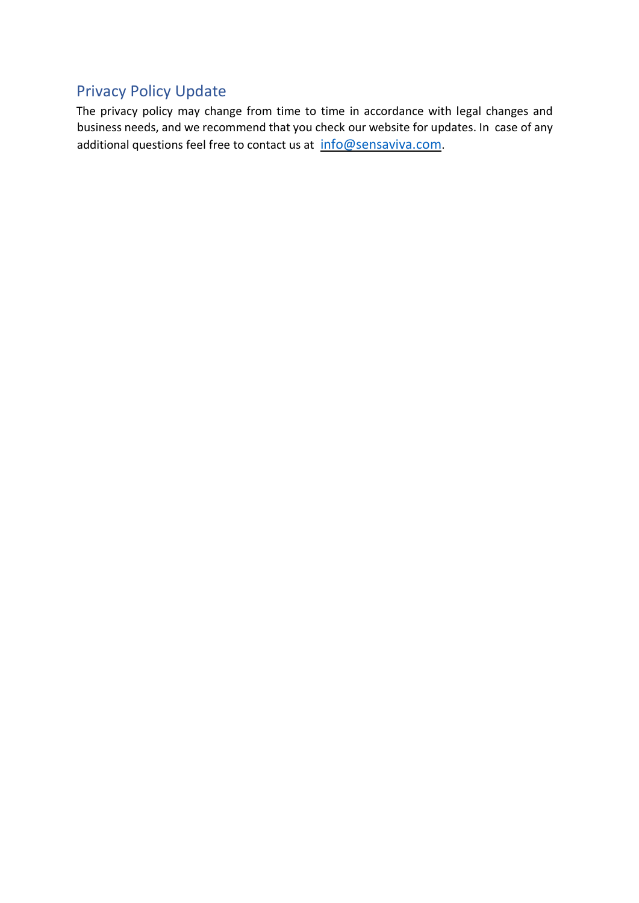## Privacy Policy Update

The privacy policy may change from time to time in accordance with legal changes and business needs, and we recommend that you check our website for updates. In case of any additional questions feel free to contact us at info@sensaviva.com.